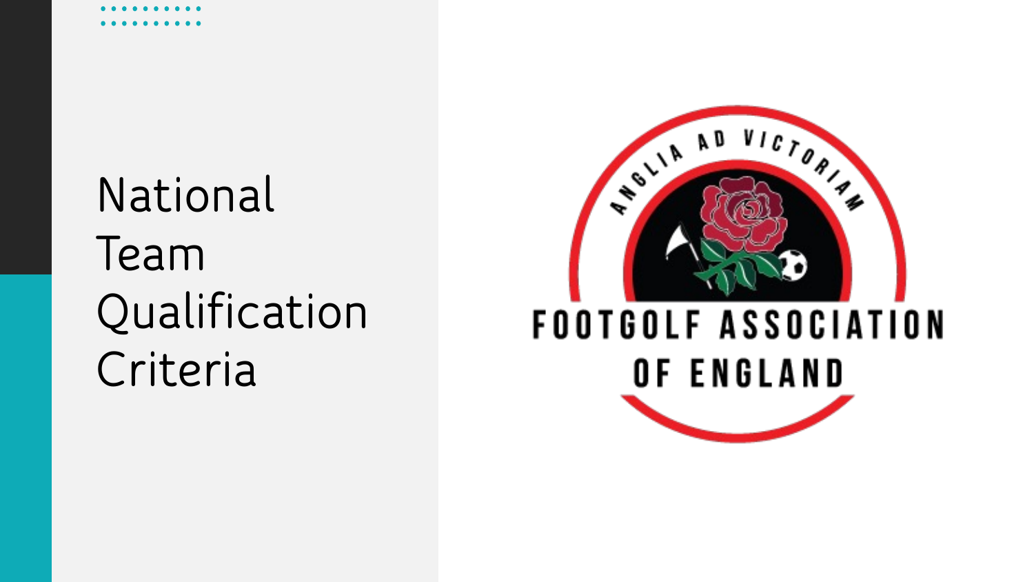# National Team Qualification Criteria

ANGLIA AD VICTORIAM

FOOTGOLF ASSOCIATION OF ENGLAND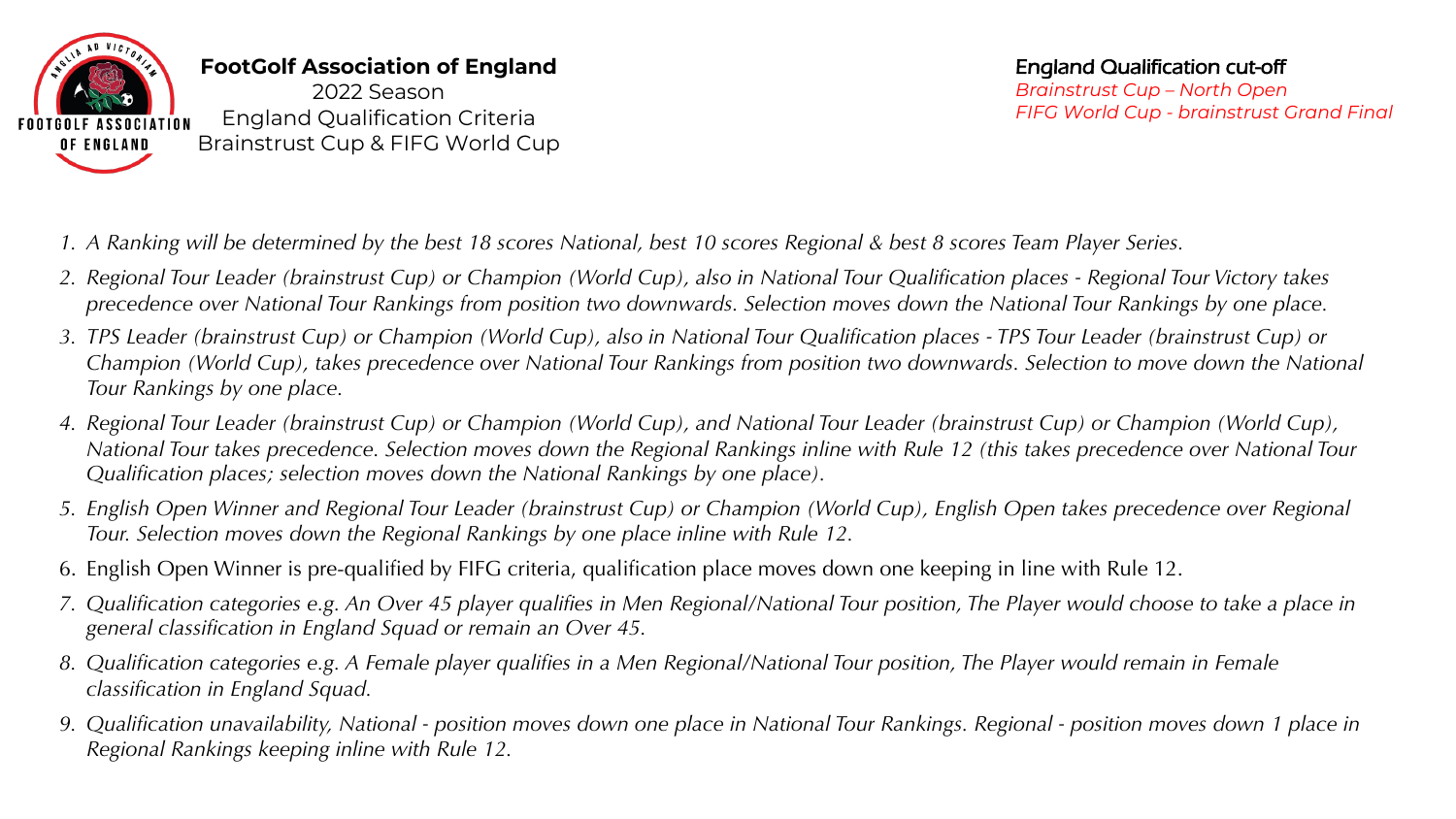**FootGolf Association of England**
2022 Season
England Qualification Criteria
Brainstrust Cup & FIFG World Cup

**England Qualification cut-off**
*Brainstrust Cup – North Open*
*FIFG World Cup - brainstrust Grand Final*

1. *A Ranking will be determined by the best 18 scores National, best 10 scores Regional & best 8 scores Team Player Series.*
2. *Regional Tour Leader (brainstrust Cup) or Champion (World Cup), also in National Tour Qualification places - Regional Tour Victory takes precedence over National Tour Rankings from position two downwards. Selection moves down the National Tour Rankings by one place.*
3. *TPS Leader (brainstrust Cup) or Champion (World Cup), also in National Tour Qualification places - TPS Tour Leader (brainstrust Cup) or Champion (World Cup), takes precedence over National Tour Rankings from position two downwards. Selection to move down the National Tour Rankings by one place.*
4. *Regional Tour Leader (brainstrust Cup) or Champion (World Cup), and National Tour Leader (brainstrust Cup) or Champion (World Cup), National Tour takes precedence. Selection moves down the Regional Rankings inline with Rule 12 (this takes precedence over National Tour Qualification places; selection moves down the National Rankings by one place).*
5. *English Open Winner and Regional Tour Leader (brainstrust Cup) or Champion (World Cup), English Open takes precedence over Regional Tour. Selection moves down the Regional Rankings by one place inline with Rule 12.*
6. English Open Winner is pre-qualified by FIFG criteria, qualification place moves down one keeping in line with Rule 12.
7. *Qualification categories e.g. An Over 45 player qualifies in Men Regional/National Tour position, The Player would choose to take a place in general classification in England Squad or remain an Over 45.*
8. *Qualification categories e.g. A Female player qualifies in a Men Regional/National Tour position, The Player would remain in Female classification in England Squad.*
9. *Qualification unavailability, National - position moves down one place in National Tour Rankings. Regional - position moves down 1 place in Regional Rankings keeping inline with Rule 12.*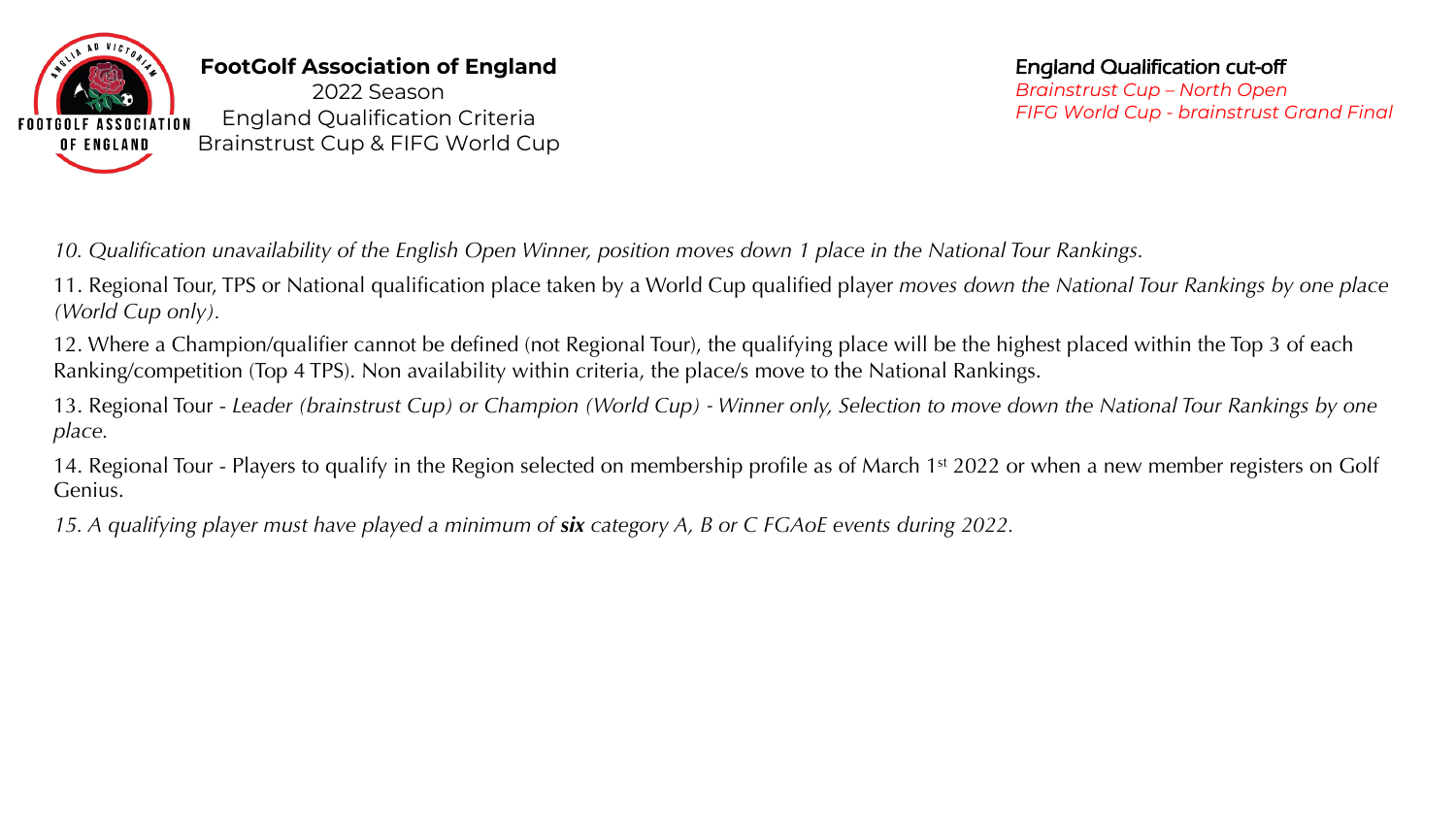**FootGolf Association of England**
2022 Season
England Qualification Criteria
Brainstrust Cup & FIFG World Cup

England Qualification cut-off
*Brainstrust Cup – North Open*
*FIFG World Cup - brainstrust Grand Final*

*10. Qualification unavailability of the English Open Winner, position moves down 1 place in the National Tour Rankings.*

11. Regional Tour, TPS or National qualification place taken by a World Cup qualified player *moves down the National Tour Rankings by one place (World Cup only).*

12. Where a Champion/qualifier cannot be defined (not Regional Tour), the qualifying place will be the highest placed within the Top 3 of each Ranking/competition (Top 4 TPS). Non availability within criteria, the place/s move to the National Rankings.

13. Regional Tour - *Leader (brainstrust Cup) or Champion (World Cup) - Winner only, Selection to move down the National Tour Rankings by one place.*

14. Regional Tour - Players to qualify in the Region selected on membership profile as of March 1st 2022 or when a new member registers on Golf Genius.

*15. A qualifying player must have played a minimum of* ***six*** *category A, B or C FGAoE events during 2022.*